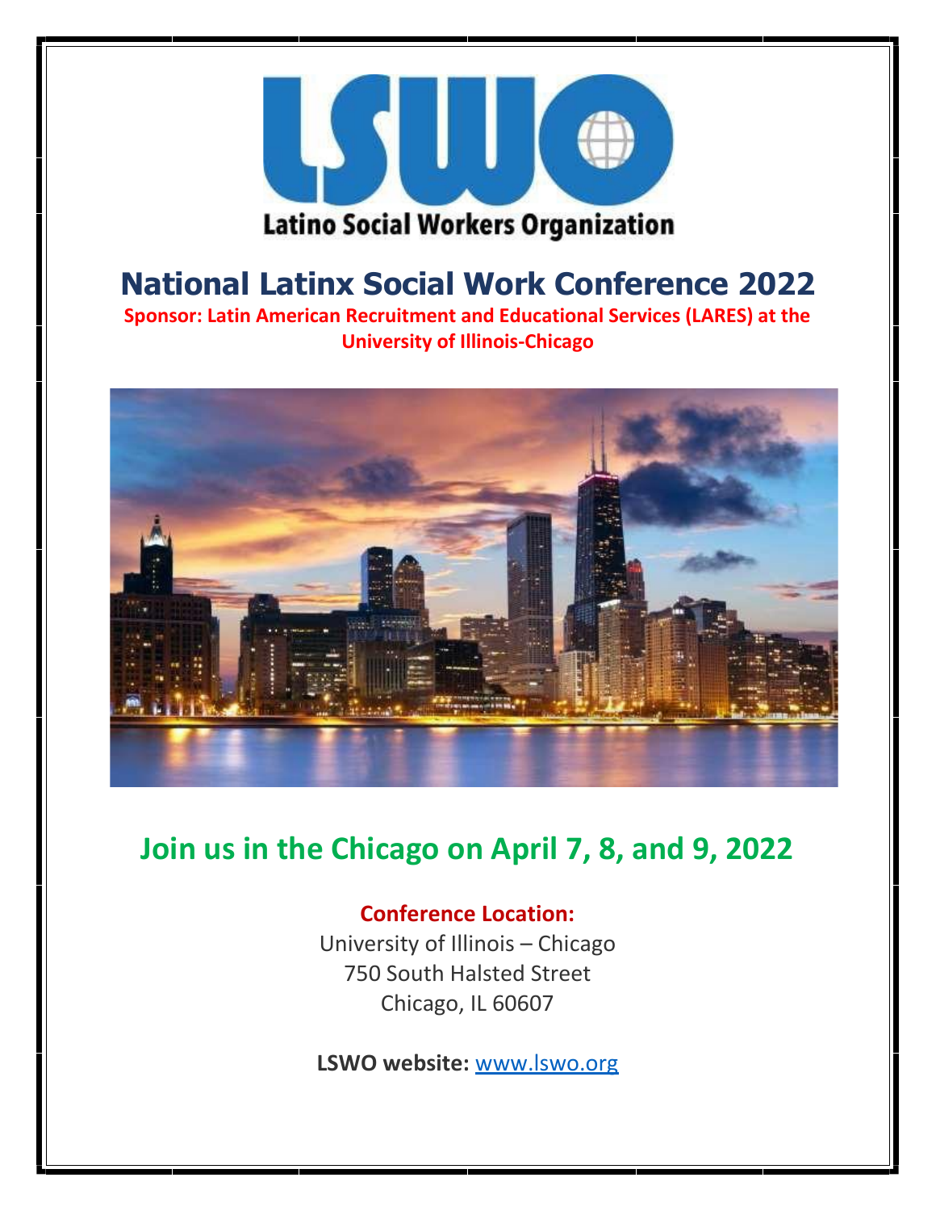# Latino Social Workers Organization

## National Latinx Social Work Conference 2022

**Sponsor: Latin American Recruitment and Educational Services (LARES) at the University of Illinois-Chicago**

## Join us in the Chicago on April 7, 8, and 9, 2022

**Conference Location:**

University of Illinois – Chicago
750 South Halsted Street
Chicago, IL 60607

**LSWO website:** www.lswo.org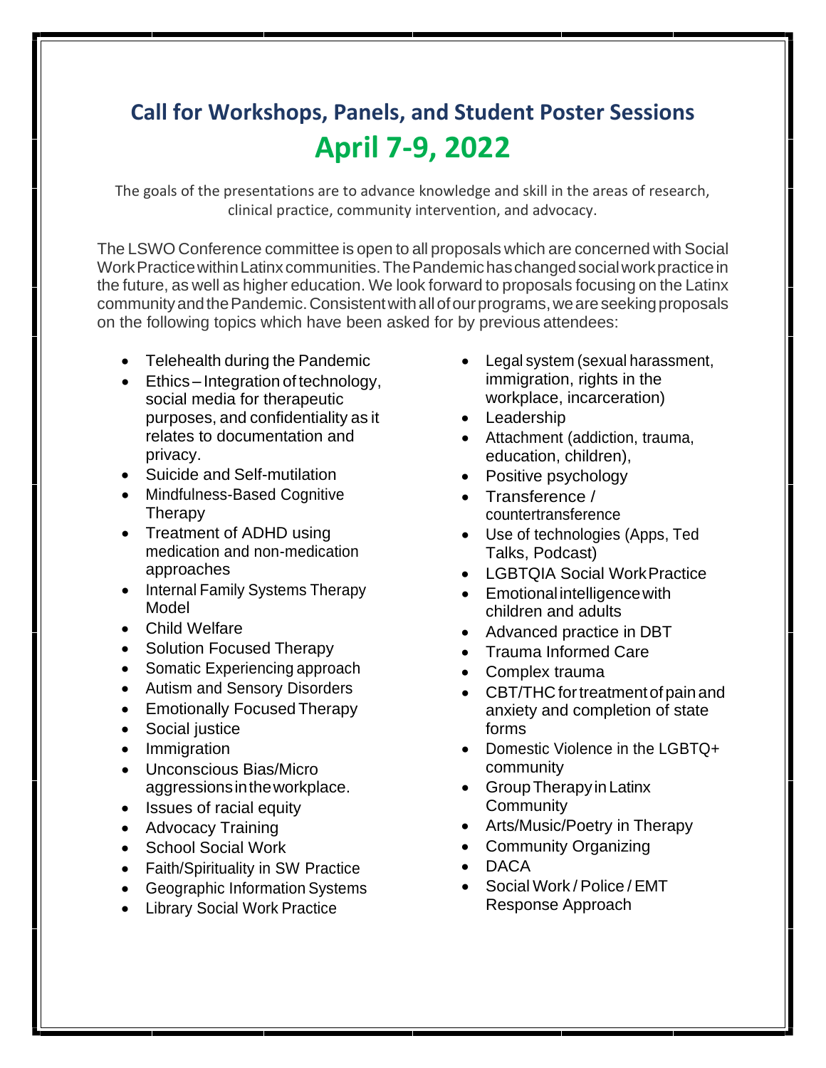## Call for Workshops, Panels, and Student Poster Sessions

## April 7-9, 2022

The goals of the presentations are to advance knowledge and skill in the areas of research, clinical practice, community intervention, and advocacy.

The LSWO Conference committee is open to all proposals which are concerned with Social Work Practice within Latinx communities. The Pandemic has changed social work practice in the future, as well as higher education. We look forward to proposals focusing on the Latinx community and the Pandemic. Consistent with all of our programs, we are seeking proposals on the following topics which have been asked for by previous attendees:

- Telehealth during the Pandemic
- Ethics – Integration of technology, social media for therapeutic purposes, and confidentiality as it relates to documentation and privacy.
- Suicide and Self-mutilation
- Mindfulness-Based Cognitive Therapy
- Treatment of ADHD using medication and non-medication approaches
- Internal Family Systems Therapy Model
- Child Welfare
- Solution Focused Therapy
- Somatic Experiencing approach
- Autism and Sensory Disorders
- Emotionally Focused Therapy
- Social justice
- Immigration
- Unconscious Bias/Micro aggressions in the workplace.
- Issues of racial equity
- Advocacy Training
- School Social Work
- Faith/Spirituality in SW Practice
- Geographic Information Systems
- Library Social Work Practice
- Legal system (sexual harassment, immigration, rights in the workplace, incarceration)
- Leadership
- Attachment (addiction, trauma, education, children),
- Positive psychology
- Transference / countertransference
- Use of technologies (Apps, Ted Talks, Podcast)
- LGBTQIA Social Work Practice
- Emotional intelligence with children and adults
- Advanced practice in DBT
- Trauma Informed Care
- Complex trauma
- CBT/THC for treatment of pain and anxiety and completion of state forms
- Domestic Violence in the LGBTQ+ community
- Group Therapy in Latinx Community
- Arts/Music/Poetry in Therapy
- Community Organizing
- DACA
- Social Work / Police / EMT Response Approach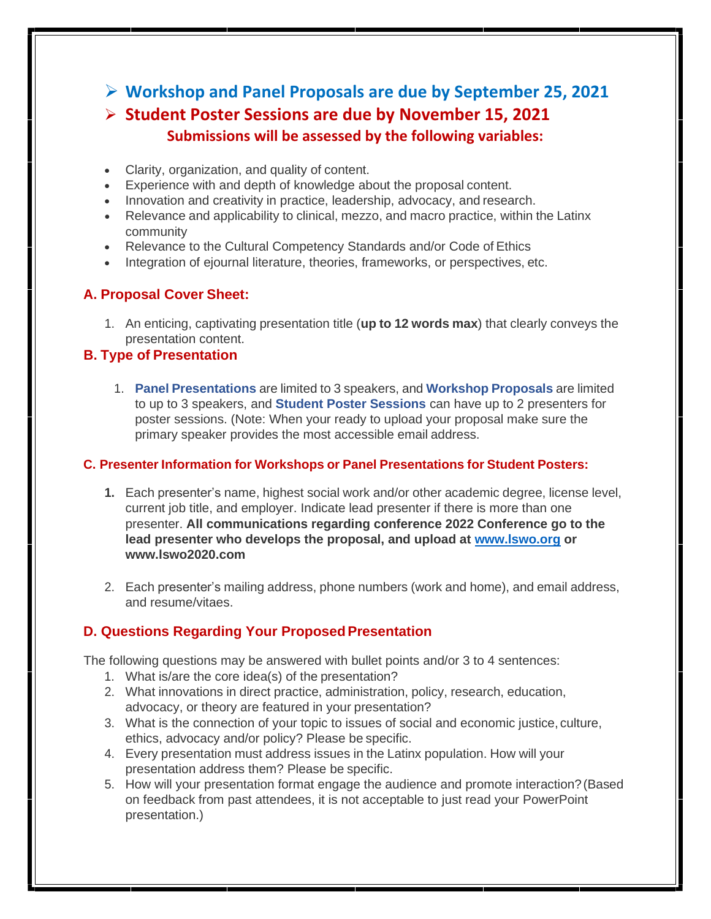- **Workshop and Panel Proposals are due by September 25, 2021**
- **Student Poster Sessions are due by November 15, 2021**

**Submissions will be assessed by the following variables:**

- Clarity, organization, and quality of content.
- Experience with and depth of knowledge about the proposal content.
- Innovation and creativity in practice, leadership, advocacy, and research.
- Relevance and applicability to clinical, mezzo, and macro practice, within the Latinx community
- Relevance to the Cultural Competency Standards and/or Code of Ethics
- Integration of ejournal literature, theories, frameworks, or perspectives, etc.

### A. Proposal Cover Sheet:

1. An enticing, captivating presentation title (**up to 12 words max**) that clearly conveys the presentation content.

### B. Type of Presentation

1. **Panel Presentations** are limited to 3 speakers, and **Workshop Proposals** are limited to up to 3 speakers, and **Student Poster Sessions** can have up to 2 presenters for poster sessions. (Note: When your ready to upload your proposal make sure the primary speaker provides the most accessible email address.

#### C. Presenter Information for Workshops or Panel Presentations for Student Posters:

1. Each presenter's name, highest social work and/or other academic degree, license level, current job title, and employer. Indicate lead presenter if there is more than one presenter. **All communications regarding conference 2022 Conference go to the lead presenter who develops the proposal, and upload at [www.lswo.org](www.lswo.org) or www.lswo2020.com**

2. Each presenter's mailing address, phone numbers (work and home), and email address, and resume/vitaes.

### D. Questions Regarding Your Proposed Presentation

The following questions may be answered with bullet points and/or 3 to 4 sentences:

1. What is/are the core idea(s) of the presentation?
2. What innovations in direct practice, administration, policy, research, education, advocacy, or theory are featured in your presentation?
3. What is the connection of your topic to issues of social and economic justice, culture, ethics, advocacy and/or policy? Please be specific.
4. Every presentation must address issues in the Latinx population. How will your presentation address them? Please be specific.
5. How will your presentation format engage the audience and promote interaction? (Based on feedback from past attendees, it is not acceptable to just read your PowerPoint presentation.)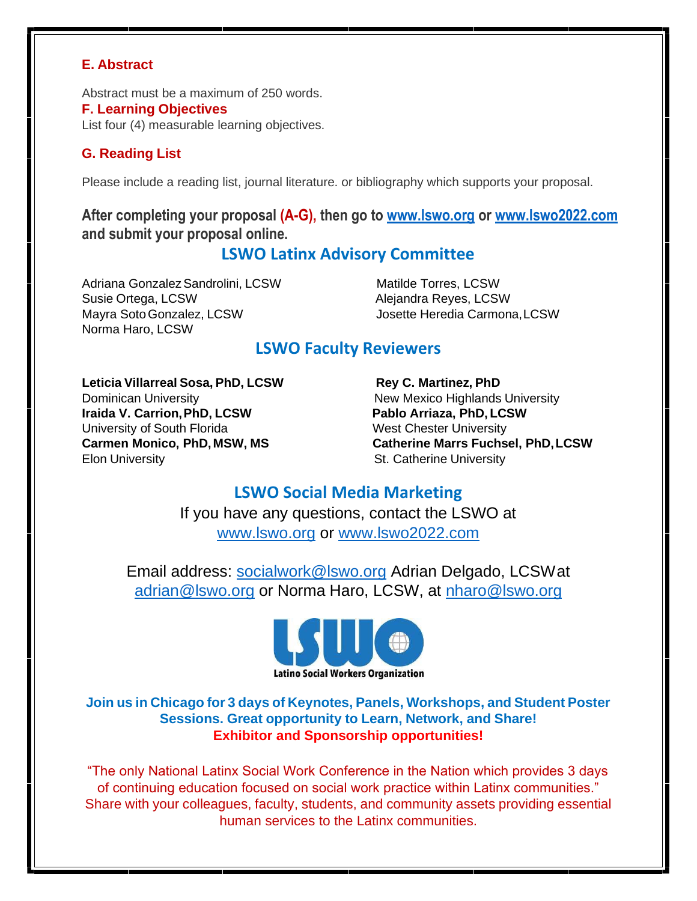### E. Abstract

Abstract must be a maximum of 250 words.

### F. Learning Objectives

List four (4) measurable learning objectives.

### G. Reading List

Please include a reading list, journal literature. or bibliography which supports your proposal.

**After completing your proposal (A-G), then go to www.lswo.org or www.lswo2022.com and submit your proposal online.**

## LSWO Latinx Advisory Committee

Adriana Gonzalez Sandrolini, LCSW
Susie Ortega, LCSW
Mayra Soto Gonzalez, LCSW
Norma Haro, LCSW
Matilde Torres, LCSW
Alejandra Reyes, LCSW
Josette Heredia Carmona, LCSW

## LSWO Faculty Reviewers

**Leticia Villarreal Sosa, PhD, LCSW**
Dominican University
**Iraida V. Carrion, PhD, LCSW**
University of South Florida
**Carmen Monico, PhD, MSW, MS**
Elon University
**Rey C. Martinez, PhD**
New Mexico Highlands University
**Pablo Arriaza, PhD, LCSW**
West Chester University
**Catherine Marrs Fuchsel, PhD, LCSW**
St. Catherine University

## LSWO Social Media Marketing

If you have any questions, contact the LSWO at www.lswo.org or www.lswo2022.com

Email address: socialwork@lswo.org Adrian Delgado, LCSW at adrian@lswo.org or Norma Haro, LCSW, at nharo@lswo.org

LSWO
Latino Social Workers Organization

**Join us in Chicago for 3 days of Keynotes, Panels, Workshops, and Student Poster Sessions. Great opportunity to Learn, Network, and Share!**
**Exhibitor and Sponsorship opportunities!**

"The only National Latinx Social Work Conference in the Nation which provides 3 days of continuing education focused on social work practice within Latinx communities." Share with your colleagues, faculty, students, and community assets providing essential human services to the Latinx communities.